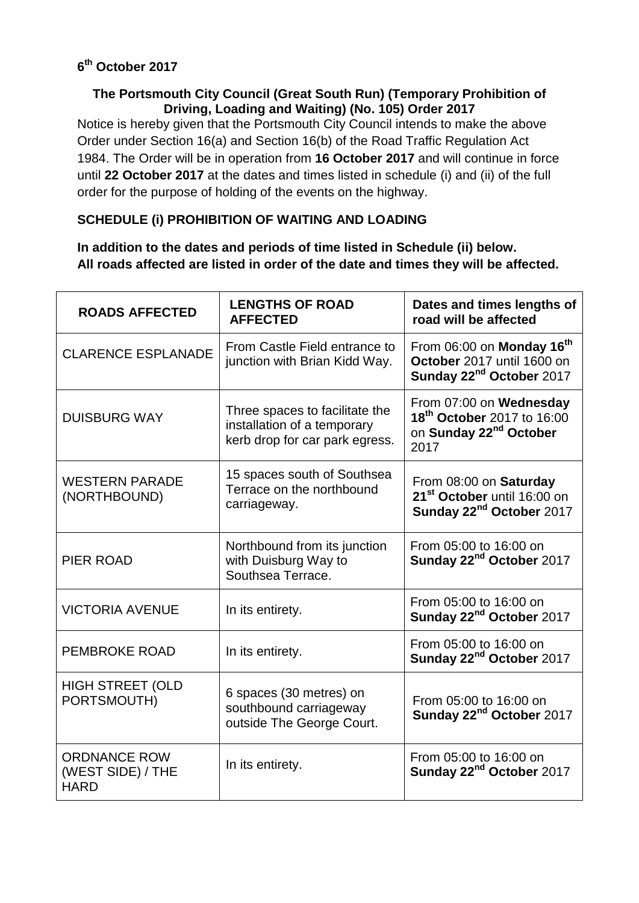**6th October 2017**

**The Portsmouth City Council (Great South Run) (Temporary Prohibition of Driving, Loading and Waiting) (No. 105) Order 2017**

Notice is hereby given that the Portsmouth City Council intends to make the above Order under Section 16(a) and Section 16(b) of the Road Traffic Regulation Act 1984. The Order will be in operation from **16 October 2017** and will continue in force until **22 October 2017** at the dates and times listed in schedule (i) and (ii) of the full order for the purpose of holding of the events on the highway.

**SCHEDULE (i) PROHIBITION OF WAITING AND LOADING**

**In addition to the dates and periods of time listed in Schedule (ii) below. All roads affected are listed in order of the date and times they will be affected.**

| ROADS AFFECTED | LENGTHS OF ROAD AFFECTED | Dates and times lengths of road will be affected |
|---|---|---|
| CLARENCE ESPLANADE | From Castle Field entrance to junction with Brian Kidd Way. | From 06:00 on **Monday 16th October** 2017 until 1600 on **Sunday 22nd October** 2017 |
| DUISBURG WAY | Three spaces to facilitate the installation of a temporary kerb drop for car park egress. | From 07:00 on **Wednesday 18th October** 2017 to 16:00 on **Sunday 22nd October** 2017 |
| WESTERN PARADE (NORTHBOUND) | 15 spaces south of Southsea Terrace on the northbound carriageway. | From 08:00 on **Saturday 21st October** until 16:00 on **Sunday 22nd October** 2017 |
| PIER ROAD | Northbound from its junction with Duisburg Way to Southsea Terrace. | From 05:00 to 16:00 on **Sunday 22nd October** 2017 |
| VICTORIA AVENUE | In its entirety. | From 05:00 to 16:00 on **Sunday 22nd October** 2017 |
| PEMBROKE ROAD | In its entirety. | From 05:00 to 16:00 on **Sunday 22nd October** 2017 |
| HIGH STREET (OLD PORTSMOUTH) | 6 spaces (30 metres) on southbound carriageway outside The George Court. | From 05:00 to 16:00 on **Sunday 22nd October** 2017 |
| ORDNANCE ROW (WEST SIDE) / THE HARD | In its entirety. | From 05:00 to 16:00 on **Sunday 22nd October** 2017 |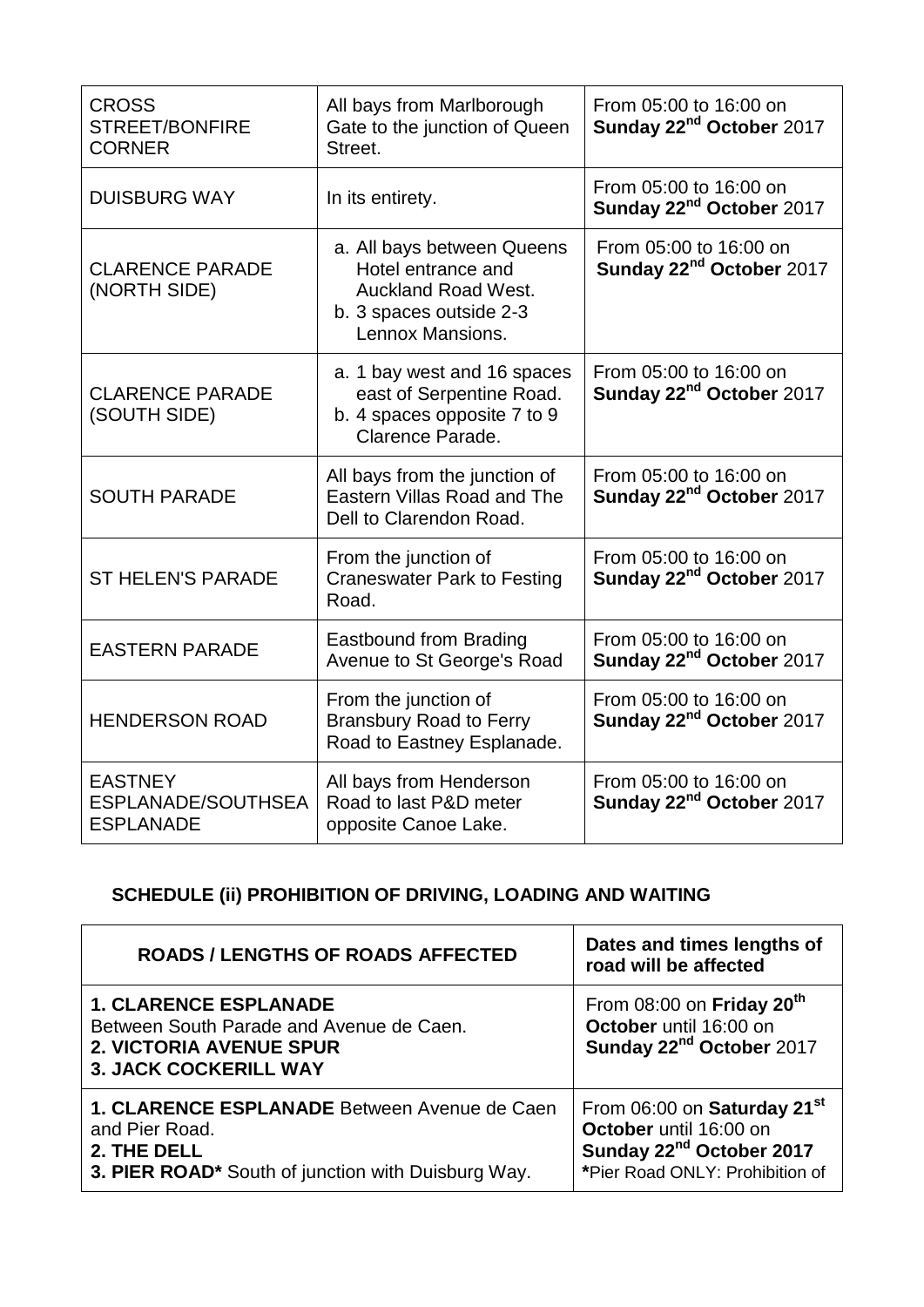| | | |
|---|---|---|
| CROSS STREET/BONFIRE CORNER | All bays from Marlborough Gate to the junction of Queen Street. | From 05:00 to 16:00 on **Sunday 22nd October** 2017 |
| DUISBURG WAY | In its entirety. | From 05:00 to 16:00 on **Sunday 22nd October** 2017 |
| CLARENCE PARADE (NORTH SIDE) | a. All bays between Queens Hotel entrance and Auckland Road West.<br>b. 3 spaces outside 2-3 Lennox Mansions. | From 05:00 to 16:00 on **Sunday 22nd October** 2017 |
| CLARENCE PARADE (SOUTH SIDE) | a. 1 bay west and 16 spaces east of Serpentine Road.<br>b. 4 spaces opposite 7 to 9 Clarence Parade. | From 05:00 to 16:00 on **Sunday 22nd October** 2017 |
| SOUTH PARADE | All bays from the junction of Eastern Villas Road and The Dell to Clarendon Road. | From 05:00 to 16:00 on **Sunday 22nd October** 2017 |
| ST HELEN'S PARADE | From the junction of Craneswater Park to Festing Road. | From 05:00 to 16:00 on **Sunday 22nd October** 2017 |
| EASTERN PARADE | Eastbound from Brading Avenue to St George's Road | From 05:00 to 16:00 on **Sunday 22nd October** 2017 |
| HENDERSON ROAD | From the junction of Bransbury Road to Ferry Road to Eastney Esplanade. | From 05:00 to 16:00 on **Sunday 22nd October** 2017 |
| EASTNEY ESPLANADE/SOUTHSEA ESPLANADE | All bays from Henderson Road to last P&D meter opposite Canoe Lake. | From 05:00 to 16:00 on **Sunday 22nd October** 2017 |

## SCHEDULE (ii) PROHIBITION OF DRIVING, LOADING AND WAITING

| ROADS / LENGTHS OF ROADS AFFECTED | Dates and times lengths of road will be affected |
|---|---|
| **1. CLARENCE ESPLANADE**<br>Between South Parade and Avenue de Caen.<br>**2. VICTORIA AVENUE SPUR**<br>**3. JACK COCKERILL WAY** | From 08:00 on **Friday 20th October** until 16:00 on **Sunday 22nd October** 2017 |
| **1. CLARENCE ESPLANADE** Between Avenue de Caen and Pier Road.<br>**2. THE DELL**<br>**3. PIER ROAD*** South of junction with Duisburg Way. | From 06:00 on **Saturday 21st October** until 16:00 on **Sunday 22nd October 2017**<br>*Pier Road ONLY: Prohibition of |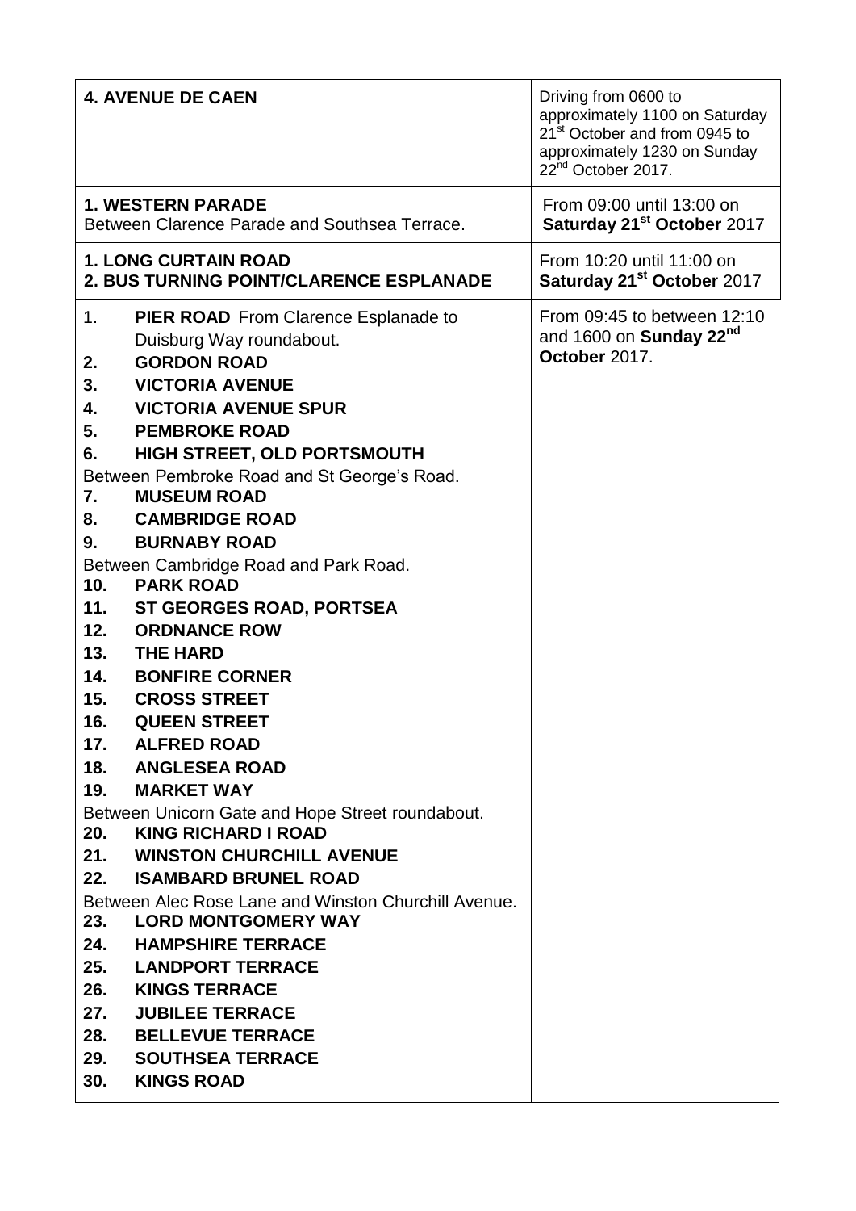| | |
|---|---|
| **4. AVENUE DE CAEN** | Driving from 0600 to approximately 1100 on Saturday 21st October and from 0945 to approximately 1230 on Sunday 22nd October 2017. |
| **1. WESTERN PARADE**<br>Between Clarence Parade and Southsea Terrace. | From 09:00 until 13:00 on **Saturday 21st October** 2017 |
| **1. LONG CURTAIN ROAD**<br>**2. BUS TURNING POINT/CLARENCE ESPLANADE** | From 10:20 until 11:00 on **Saturday 21st October** 2017 |
| 1. **PIER ROAD** From Clarence Esplanade to Duisburg Way roundabout.<br>2. **GORDON ROAD**<br>3. **VICTORIA AVENUE**<br>4. **VICTORIA AVENUE SPUR**<br>5. **PEMBROKE ROAD**<br>6. **HIGH STREET, OLD PORTSMOUTH**<br>Between Pembroke Road and St George's Road.<br>7. **MUSEUM ROAD**<br>8. **CAMBRIDGE ROAD**<br>9. **BURNABY ROAD**<br>Between Cambridge Road and Park Road.<br>10. **PARK ROAD**<br>11. **ST GEORGES ROAD, PORTSEA**<br>12. **ORDNANCE ROW**<br>13. **THE HARD**<br>14. **BONFIRE CORNER**<br>15. **CROSS STREET**<br>16. **QUEEN STREET**<br>17. **ALFRED ROAD**<br>18. **ANGLESEA ROAD**<br>19. **MARKET WAY**<br>Between Unicorn Gate and Hope Street roundabout.<br>20. **KING RICHARD I ROAD**<br>21. **WINSTON CHURCHILL AVENUE**<br>22. **ISAMBARD BRUNEL ROAD**<br>Between Alec Rose Lane and Winston Churchill Avenue.<br>23. **LORD MONTGOMERY WAY**<br>24. **HAMPSHIRE TERRACE**<br>25. **LANDPORT TERRACE**<br>26. **KINGS TERRACE**<br>27. **JUBILEE TERRACE**<br>28. **BELLEVUE TERRACE**<br>29. **SOUTHSEA TERRACE**<br>30. **KINGS ROAD** | From 09:45 to between 12:10 and 1600 on **Sunday 22nd October** 2017. |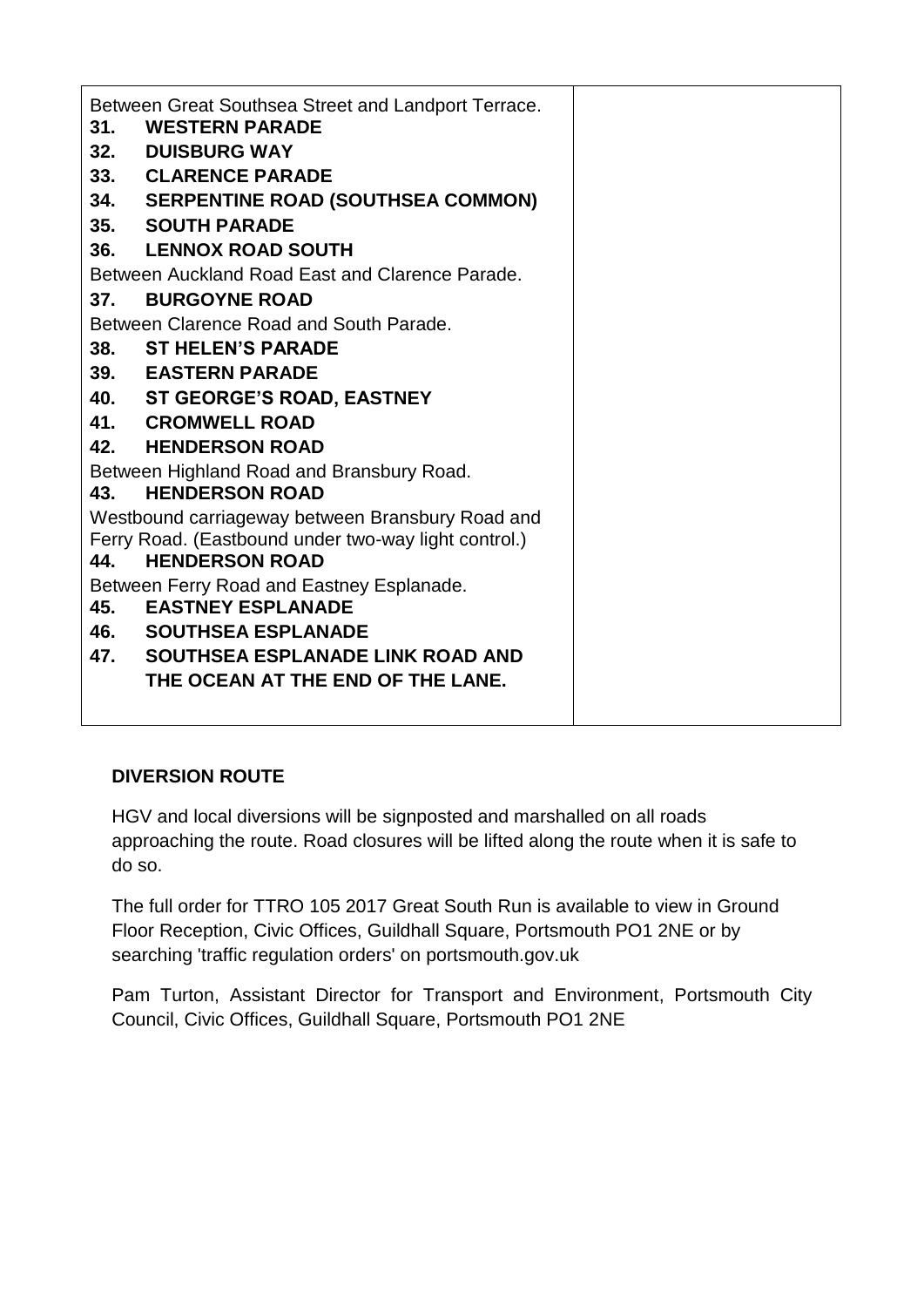| | |
|---|---|
| Between Great Southsea Street and Landport Terrace.<br>**31. WESTERN PARADE**<br>**32. DUISBURG WAY**<br>**33. CLARENCE PARADE**<br>**34. SERPENTINE ROAD (SOUTHSEA COMMON)**<br>**35. SOUTH PARADE**<br>**36. LENNOX ROAD SOUTH**<br>Between Auckland Road East and Clarence Parade.<br>**37. BURGOYNE ROAD**<br>Between Clarence Road and South Parade.<br>**38. ST HELEN'S PARADE**<br>**39. EASTERN PARADE**<br>**40. ST GEORGE'S ROAD, EASTNEY**<br>**41. CROMWELL ROAD**<br>**42. HENDERSON ROAD**<br>Between Highland Road and Bransbury Road.<br>**43. HENDERSON ROAD**<br>Westbound carriageway between Bransbury Road and Ferry Road. (Eastbound under two-way light control.)<br>**44. HENDERSON ROAD**<br>Between Ferry Road and Eastney Esplanade.<br>**45. EASTNEY ESPLANADE**<br>**46. SOUTHSEA ESPLANADE**<br>**47. SOUTHSEA ESPLANADE LINK ROAD AND THE OCEAN AT THE END OF THE LANE.** | |

**DIVERSION ROUTE**

HGV and local diversions will be signposted and marshalled on all roads approaching the route. Road closures will be lifted along the route when it is safe to do so.

The full order for TTRO 105 2017 Great South Run is available to view in Ground Floor Reception, Civic Offices, Guildhall Square, Portsmouth PO1 2NE or by searching 'traffic regulation orders' on portsmouth.gov.uk

Pam Turton, Assistant Director for Transport and Environment, Portsmouth City Council, Civic Offices, Guildhall Square, Portsmouth PO1 2NE